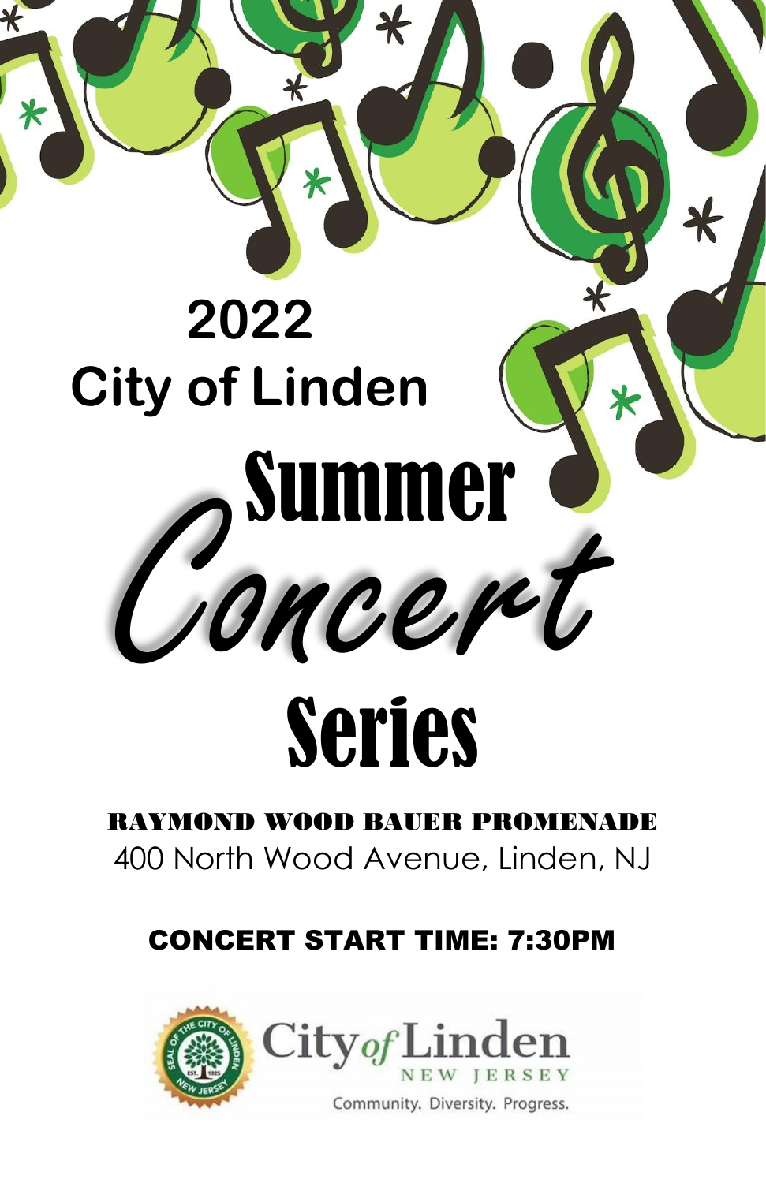# 2022
# City of Linden
# Summer *Concert* Series

**RAYMOND WOOD BAUER PROMENADE**

400 North Wood Avenue, Linden, NJ

**CONCERT START TIME: 7:30PM**

City *of* Linden
NEW JERSEY
Community. Diversity. Progress.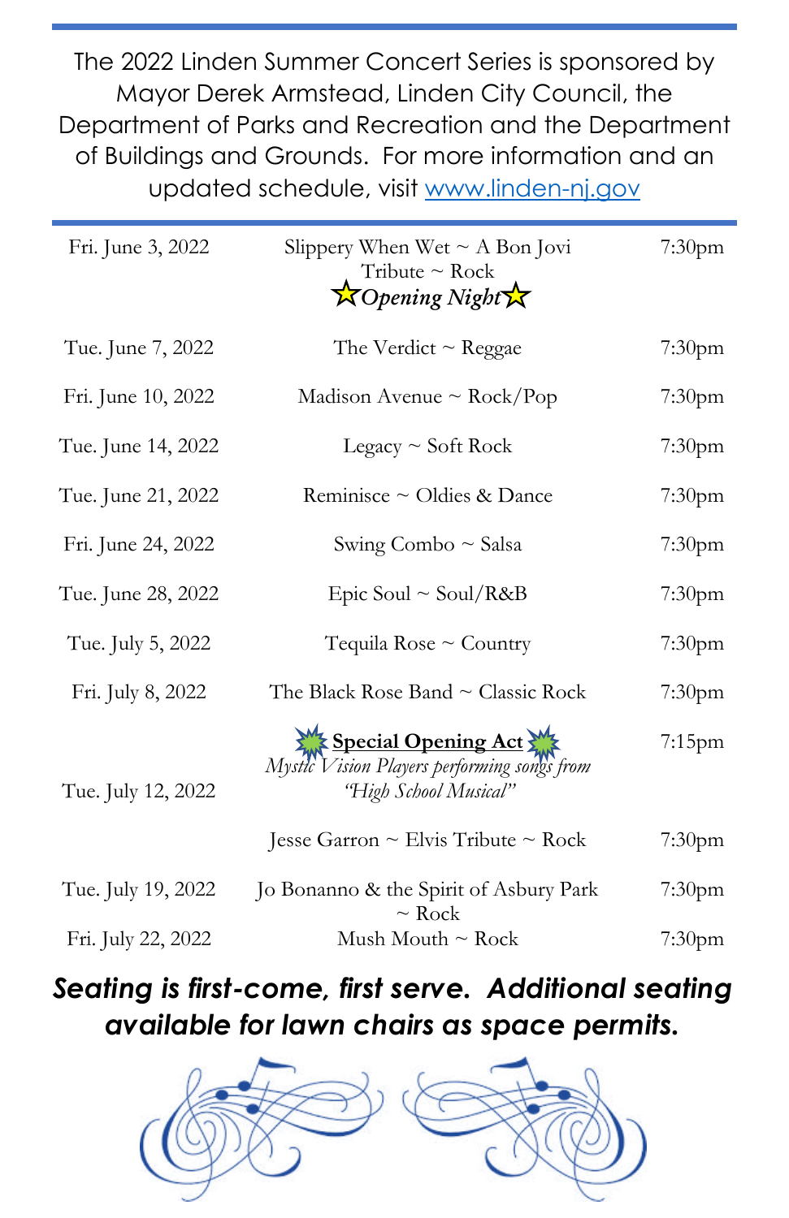The 2022 Linden Summer Concert Series is sponsored by Mayor Derek Armstead, Linden City Council, the Department of Parks and Recreation and the Department of Buildings and Grounds. For more information and an updated schedule, visit [www.linden-nj.gov](http://www.linden-nj.gov)

| Date | Performer | Time |
|---|---|---|
| Fri. June 3, 2022 | Slippery When Wet ~ A Bon Jovi Tribute ~ Rock ☆*Opening Night*☆ | 7:30pm |
| Tue. June 7, 2022 | The Verdict ~ Reggae | 7:30pm |
| Fri. June 10, 2022 | Madison Avenue ~ Rock/Pop | 7:30pm |
| Tue. June 14, 2022 | Legacy ~ Soft Rock | 7:30pm |
| Tue. June 21, 2022 | Reminisce ~ Oldies & Dance | 7:30pm |
| Fri. June 24, 2022 | Swing Combo ~ Salsa | 7:30pm |
| Tue. June 28, 2022 | Epic Soul ~ Soul/R&B | 7:30pm |
| Tue. July 5, 2022 | Tequila Rose ~ Country | 7:30pm |
| Fri. July 8, 2022 | The Black Rose Band ~ Classic Rock | 7:30pm |
| Tue. July 12, 2022 | **Special Opening Act** *Mystic Vision Players performing songs from "High School Musical"* | 7:15pm |
| | Jesse Garron ~ Elvis Tribute ~ Rock | 7:30pm |
| Tue. July 19, 2022 | Jo Bonanno & the Spirit of Asbury Park ~ Rock | 7:30pm |
| Fri. July 22, 2022 | Mush Mouth ~ Rock | 7:30pm |

***Seating is first-come, first serve. Additional seating available for lawn chairs as space permits.***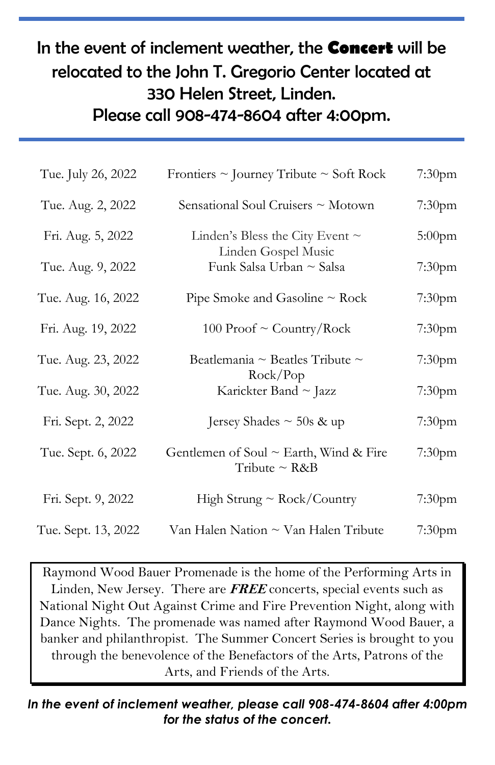**In the event of inclement weather, the Concert will be relocated to the John T. Gregorio Center located at 330 Helen Street, Linden. Please call 908-474-8604 after 4:00pm.**

| Date | Performer | Time |
|---|---|---|
| Tue. July 26, 2022 | Frontiers ~ Journey Tribute ~ Soft Rock | 7:30pm |
| Tue. Aug. 2, 2022 | Sensational Soul Cruisers ~ Motown | 7:30pm |
| Fri. Aug. 5, 2022 | Linden's Bless the City Event ~ Linden Gospel Music | 5:00pm |
| Tue. Aug. 9, 2022 | Funk Salsa Urban ~ Salsa | 7:30pm |
| Tue. Aug. 16, 2022 | Pipe Smoke and Gasoline ~ Rock | 7:30pm |
| Fri. Aug. 19, 2022 | 100 Proof ~ Country/Rock | 7:30pm |
| Tue. Aug. 23, 2022 | Beatlemania ~ Beatles Tribute ~ Rock/Pop | 7:30pm |
| Tue. Aug. 30, 2022 | Karickter Band ~ Jazz | 7:30pm |
| Fri. Sept. 2, 2022 | Jersey Shades ~ 50s & up | 7:30pm |
| Tue. Sept. 6, 2022 | Gentlemen of Soul ~ Earth, Wind & Fire Tribute ~ R&B | 7:30pm |
| Fri. Sept. 9, 2022 | High Strung ~ Rock/Country | 7:30pm |
| Tue. Sept. 13, 2022 | Van Halen Nation ~ Van Halen Tribute | 7:30pm |

Raymond Wood Bauer Promenade is the home of the Performing Arts in Linden, New Jersey. There are ***FREE*** concerts, special events such as National Night Out Against Crime and Fire Prevention Night, along with Dance Nights. The promenade was named after Raymond Wood Bauer, a banker and philanthropist. The Summer Concert Series is brought to you through the benevolence of the Benefactors of the Arts, Patrons of the Arts, and Friends of the Arts.

***In the event of inclement weather, please call 908-474-8604 after 4:00pm for the status of the concert.***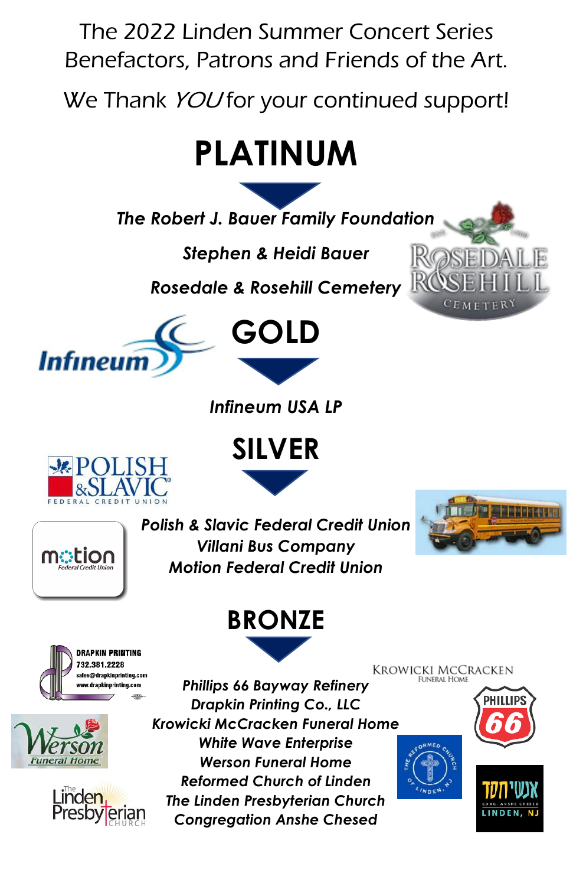The 2022 Linden Summer Concert Series Benefactors, Patrons and Friends of the Art.

We Thank *YOU* for your continued support!

# PLATINUM

***The Robert J. Bauer Family Foundation***

***Stephen & Heidi Bauer***

***Rosedale & Rosehill Cemetery***

# GOLD

***Infineum USA LP***

# SILVER

***Polish & Slavic Federal Credit Union***
***Villani Bus Company***
***Motion Federal Credit Union***

# BRONZE

***Phillips 66 Bayway Refinery***
***Drapkin Printing Co., LLC***
***Krowicki McCracken Funeral Home***
***White Wave Enterprise***
***Werson Funeral Home***
***Reformed Church of Linden***
***The Linden Presbyterian Church***
***Congregation Anshe Chesed***